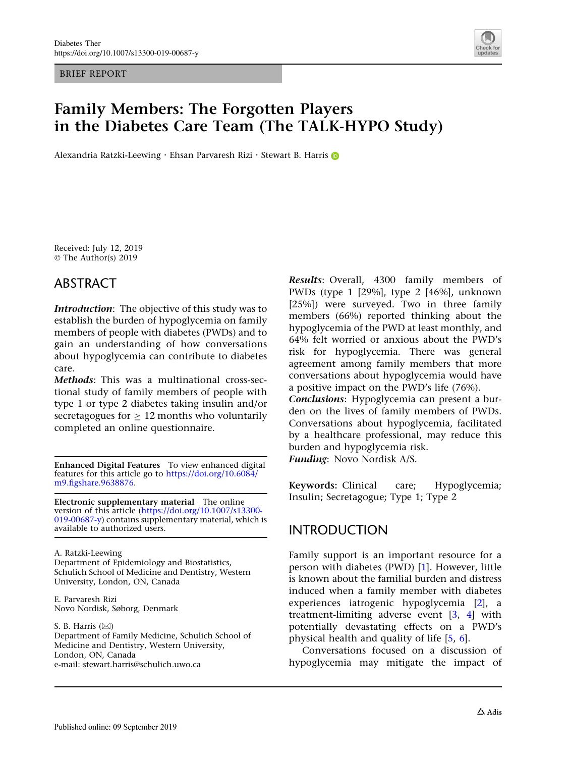BRIEF REPORT

# Family Members: The Forgotten Players in the Diabetes Care Team (The TALK-HYPO Study)

Alexandria Ratzki-Leewing · Ehsan Parvaresh Rizi · Stewart B. Harris

Received: July 12, 2019
© The Author(s) 2019

## ABSTRACT

***Introduction***: The objective of this study was to establish the burden of hypoglycemia on family members of people with diabetes (PWDs) and to gain an understanding of how conversations about hypoglycemia can contribute to diabetes care.

***Methods***: This was a multinational cross-sectional study of family members of people with type 1 or type 2 diabetes taking insulin and/or secretagogues for $\geq$ 12 months who voluntarily completed an online questionnaire.

***Results***: Overall, 4300 family members of PWDs (type 1 [29%], type 2 [46%], unknown [25%]) were surveyed. Two in three family members (66%) reported thinking about the hypoglycemia of the PWD at least monthly, and 64% felt worried or anxious about the PWD's risk for hypoglycemia. There was general agreement among family members that more conversations about hypoglycemia would have a positive impact on the PWD's life (76%).

***Conclusions***: Hypoglycemia can present a burden on the lives of family members of PWDs. Conversations about hypoglycemia, facilitated by a healthcare professional, may reduce this burden and hypoglycemia risk.

***Funding***: Novo Nordisk A/S.

**Keywords:** Clinical care; Hypoglycemia; Insulin; Secretagogue; Type 1; Type 2

**Enhanced Digital Features** To view enhanced digital features for this article go to https://doi.org/10.6084/m9.figshare.9638876.

**Electronic supplementary material** The online version of this article (https://doi.org/10.1007/s13300-019-00687-y) contains supplementary material, which is available to authorized users.

A. Ratzki-Leewing
Department of Epidemiology and Biostatistics, Schulich School of Medicine and Dentistry, Western University, London, ON, Canada

E. Parvaresh Rizi
Novo Nordisk, Søborg, Denmark

S. B. Harris (✉)
Department of Family Medicine, Schulich School of Medicine and Dentistry, Western University, London, ON, Canada
e-mail: stewart.harris@schulich.uwo.ca

## INTRODUCTION

Family support is an important resource for a person with diabetes (PWD) [1]. However, little is known about the familial burden and distress induced when a family member with diabetes experiences iatrogenic hypoglycemia [2], a treatment-limiting adverse event [3, 4] with potentially devastating effects on a PWD's physical health and quality of life [5, 6].

Conversations focused on a discussion of hypoglycemia may mitigate the impact of

Published online: 09 September 2019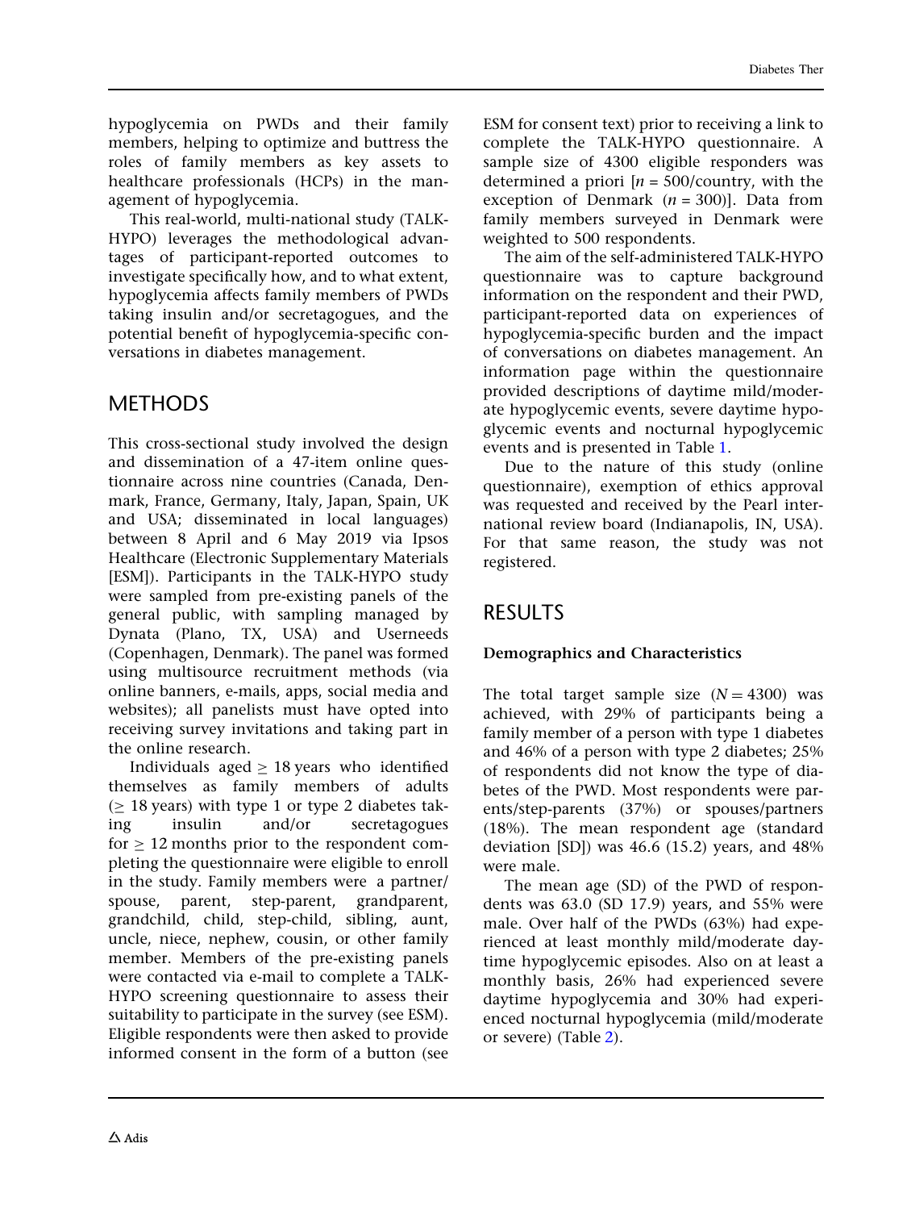hypoglycemia on PWDs and their family members, helping to optimize and buttress the roles of family members as key assets to healthcare professionals (HCPs) in the management of hypoglycemia.

This real-world, multi-national study (TALK-HYPO) leverages the methodological advantages of participant-reported outcomes to investigate specifically how, and to what extent, hypoglycemia affects family members of PWDs taking insulin and/or secretagogues, and the potential benefit of hypoglycemia-specific conversations in diabetes management.

## METHODS

This cross-sectional study involved the design and dissemination of a 47-item online questionnaire across nine countries (Canada, Denmark, France, Germany, Italy, Japan, Spain, UK and USA; disseminated in local languages) between 8 April and 6 May 2019 via Ipsos Healthcare (Electronic Supplementary Materials [ESM]). Participants in the TALK-HYPO study were sampled from pre-existing panels of the general public, with sampling managed by Dynata (Plano, TX, USA) and Userneeds (Copenhagen, Denmark). The panel was formed using multisource recruitment methods (via online banners, e-mails, apps, social media and websites); all panelists must have opted into receiving survey invitations and taking part in the online research.

Individuals aged $\geq$ 18 years who identified themselves as family members of adults ($\geq$ 18 years) with type 1 or type 2 diabetes taking insulin and/or secretagogues for $\geq$ 12 months prior to the respondent completing the questionnaire were eligible to enroll in the study. Family members were a partner/spouse, parent, step-parent, grandparent, grandchild, child, step-child, sibling, aunt, uncle, niece, nephew, cousin, or other family member. Members of the pre-existing panels were contacted via e-mail to complete a TALK-HYPO screening questionnaire to assess their suitability to participate in the survey (see ESM). Eligible respondents were then asked to provide informed consent in the form of a button (see ESM for consent text) prior to receiving a link to complete the TALK-HYPO questionnaire. A sample size of 4300 eligible responders was determined a priori [*n* = 500/country, with the exception of Denmark (*n* = 300)]. Data from family members surveyed in Denmark were weighted to 500 respondents.

The aim of the self-administered TALK-HYPO questionnaire was to capture background information on the respondent and their PWD, participant-reported data on experiences of hypoglycemia-specific burden and the impact of conversations on diabetes management. An information page within the questionnaire provided descriptions of daytime mild/moderate hypoglycemic events, severe daytime hypoglycemic events and nocturnal hypoglycemic events and is presented in Table 1.

Due to the nature of this study (online questionnaire), exemption of ethics approval was requested and received by the Pearl international review board (Indianapolis, IN, USA). For that same reason, the study was not registered.

## RESULTS

### Demographics and Characteristics

The total target sample size ($N = 4300$) was achieved, with 29% of participants being a family member of a person with type 1 diabetes and 46% of a person with type 2 diabetes; 25% of respondents did not know the type of diabetes of the PWD. Most respondents were parents/step-parents (37%) or spouses/partners (18%). The mean respondent age (standard deviation [SD]) was 46.6 (15.2) years, and 48% were male.

The mean age (SD) of the PWD of respondents was 63.0 (SD 17.9) years, and 55% were male. Over half of the PWDs (63%) had experienced at least monthly mild/moderate daytime hypoglycemic episodes. Also on at least a monthly basis, 26% had experienced severe daytime hypoglycemia and 30% had experienced nocturnal hypoglycemia (mild/moderate or severe) (Table 2).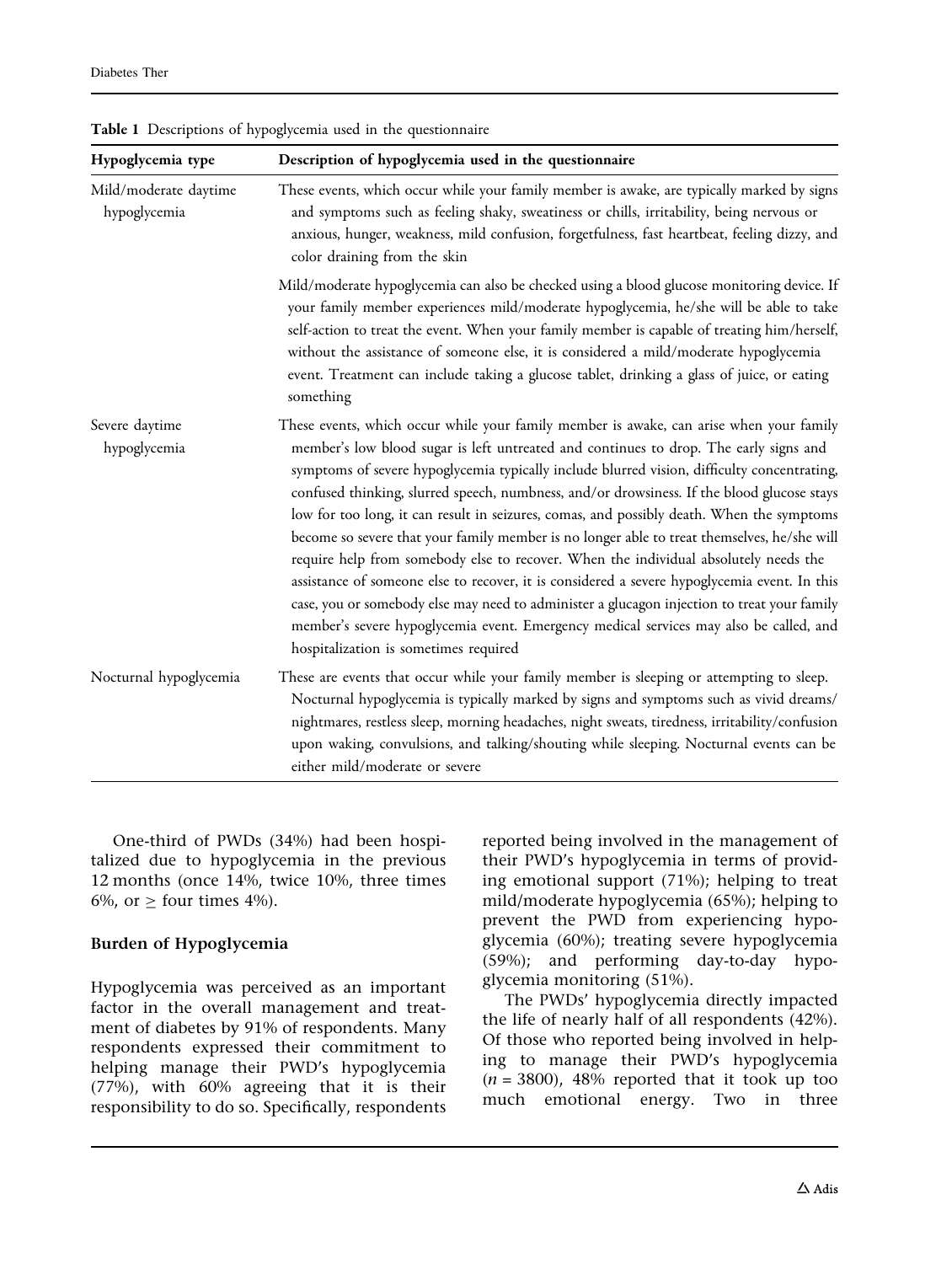**Table 1** Descriptions of hypoglycemia used in the questionnaire

| Hypoglycemia type | Description of hypoglycemia used in the questionnaire |
| --- | --- |
| Mild/moderate daytime hypoglycemia | These events, which occur while your family member is awake, are typically marked by signs and symptoms such as feeling shaky, sweatiness or chills, irritability, being nervous or anxious, hunger, weakness, mild confusion, forgetfulness, fast heartbeat, feeling dizzy, and color draining from the skin |
| | Mild/moderate hypoglycemia can also be checked using a blood glucose monitoring device. If your family member experiences mild/moderate hypoglycemia, he/she will be able to take self-action to treat the event. When your family member is capable of treating him/herself, without the assistance of someone else, it is considered a mild/moderate hypoglycemia event. Treatment can include taking a glucose tablet, drinking a glass of juice, or eating something |
| Severe daytime hypoglycemia | These events, which occur while your family member is awake, can arise when your family member's low blood sugar is left untreated and continues to drop. The early signs and symptoms of severe hypoglycemia typically include blurred vision, difficulty concentrating, confused thinking, slurred speech, numbness, and/or drowsiness. If the blood glucose stays low for too long, it can result in seizures, comas, and possibly death. When the symptoms become so severe that your family member is no longer able to treat themselves, he/she will require help from somebody else to recover. When the individual absolutely needs the assistance of someone else to recover, it is considered a severe hypoglycemia event. In this case, you or somebody else may need to administer a glucagon injection to treat your family member's severe hypoglycemia event. Emergency medical services may also be called, and hospitalization is sometimes required |
| Nocturnal hypoglycemia | These are events that occur while your family member is sleeping or attempting to sleep. Nocturnal hypoglycemia is typically marked by signs and symptoms such as vivid dreams/nightmares, restless sleep, morning headaches, night sweats, tiredness, irritability/confusion upon waking, convulsions, and talking/shouting while sleeping. Nocturnal events can be either mild/moderate or severe |

One-third of PWDs (34%) had been hospitalized due to hypoglycemia in the previous 12 months (once 14%, twice 10%, three times 6%, or ≥ four times 4%).

### Burden of Hypoglycemia

Hypoglycemia was perceived as an important factor in the overall management and treatment of diabetes by 91% of respondents. Many respondents expressed their commitment to helping manage their PWD's hypoglycemia (77%), with 60% agreeing that it is their responsibility to do so. Specifically, respondents reported being involved in the management of their PWD's hypoglycemia in terms of providing emotional support (71%); helping to treat mild/moderate hypoglycemia (65%); helping to prevent the PWD from experiencing hypoglycemia (60%); treating severe hypoglycemia (59%); and performing day-to-day hypoglycemia monitoring (51%).

The PWDs' hypoglycemia directly impacted the life of nearly half of all respondents (42%). Of those who reported being involved in helping to manage their PWD's hypoglycemia ($n$ = 3800), 48% reported that it took up too much emotional energy. Two in three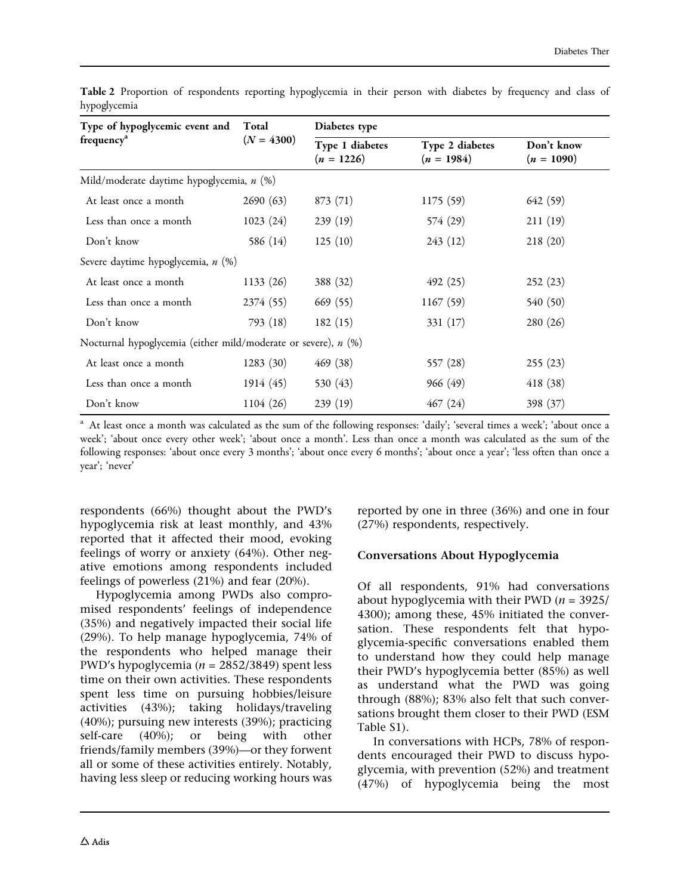**Table 2** Proportion of respondents reporting hypoglycemia in their person with diabetes by frequency and class of hypoglycemia

| Type of hypoglycemic event and frequency[a] | Total ($N$ = 4300) | Diabetes type | | |
|---|---|---|---|---|
| | | Type 1 diabetes ($n$ = 1226) | Type 2 diabetes ($n$ = 1984) | Don't know ($n$ = 1090) |
| Mild/moderate daytime hypoglycemia, $n$ (%) | | | | |
| At least once a month | 2690 (63) | 873 (71) | 1175 (59) | 642 (59) |
| Less than once a month | 1023 (24) | 239 (19) | 574 (29) | 211 (19) |
| Don't know | 586 (14) | 125 (10) | 243 (12) | 218 (20) |
| Severe daytime hypoglycemia, $n$ (%) | | | | |
| At least once a month | 1133 (26) | 388 (32) | 492 (25) | 252 (23) |
| Less than once a month | 2374 (55) | 669 (55) | 1167 (59) | 540 (50) |
| Don't know | 793 (18) | 182 (15) | 331 (17) | 280 (26) |
| Nocturnal hypoglycemia (either mild/moderate or severe), $n$ (%) | | | | |
| At least once a month | 1283 (30) | 469 (38) | 557 (28) | 255 (23) |
| Less than once a month | 1914 (45) | 530 (43) | 966 (49) | 418 (38) |
| Don't know | 1104 (26) | 239 (19) | 467 (24) | 398 (37) |

[a] At least once a month was calculated as the sum of the following responses: 'daily'; 'several times a week'; 'about once a week'; 'about once every other week'; 'about once a month'. Less than once a month was calculated as the sum of the following responses: 'about once every 3 months'; 'about once every 6 months'; 'about once a year'; 'less often than once a year'; 'never'

respondents (66%) thought about the PWD's hypoglycemia risk at least monthly, and 43% reported that it affected their mood, evoking feelings of worry or anxiety (64%). Other negative emotions among respondents included feelings of powerless (21%) and fear (20%).

Hypoglycemia among PWDs also compromised respondents' feelings of independence (35%) and negatively impacted their social life (29%). To help manage hypoglycemia, 74% of the respondents who helped manage their PWD's hypoglycemia ($n$ = 2852/3849) spent less time on their own activities. These respondents spent less time on pursuing hobbies/leisure activities (43%); taking holidays/traveling (40%); pursuing new interests (39%); practicing self-care (40%); or being with other friends/family members (39%)—or they forwent all or some of these activities entirely. Notably, having less sleep or reducing working hours was reported by one in three (36%) and one in four (27%) respondents, respectively.

### Conversations About Hypoglycemia

Of all respondents, 91% had conversations about hypoglycemia with their PWD ($n$ = 3925/4300); among these, 45% initiated the conversation. These respondents felt that hypoglycemia-specific conversations enabled them to understand how they could help manage their PWD's hypoglycemia better (85%) as well as understand what the PWD was going through (88%); 83% also felt that such conversations brought them closer to their PWD (ESM Table S1).

In conversations with HCPs, 78% of respondents encouraged their PWD to discuss hypoglycemia, with prevention (52%) and treatment (47%) of hypoglycemia being the most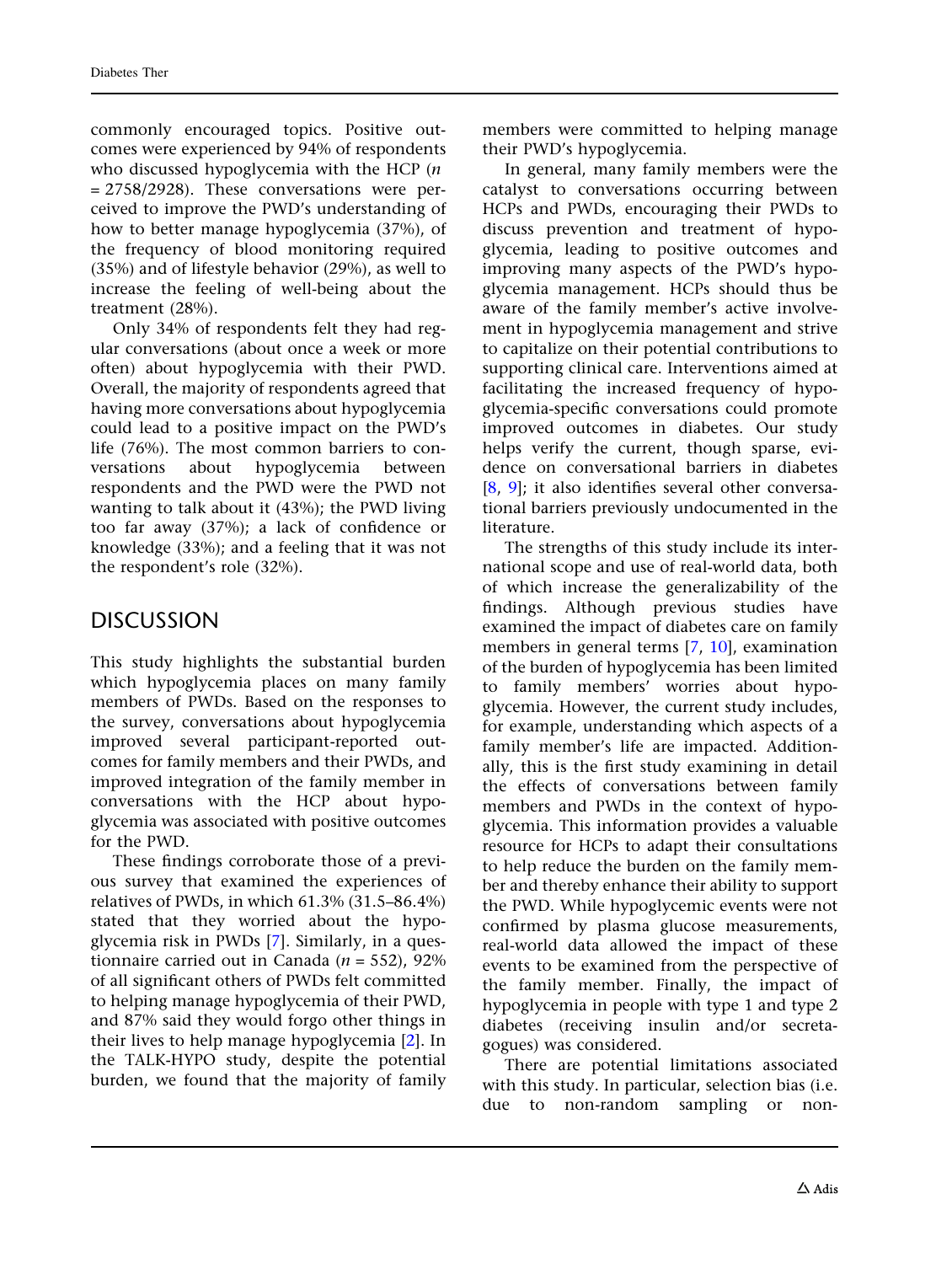commonly encouraged topics. Positive outcomes were experienced by 94% of respondents who discussed hypoglycemia with the HCP ($n$ = 2758/2928). These conversations were perceived to improve the PWD's understanding of how to better manage hypoglycemia (37%), of the frequency of blood monitoring required (35%) and of lifestyle behavior (29%), as well to increase the feeling of well-being about the treatment (28%).

Only 34% of respondents felt they had regular conversations (about once a week or more often) about hypoglycemia with their PWD. Overall, the majority of respondents agreed that having more conversations about hypoglycemia could lead to a positive impact on the PWD's life (76%). The most common barriers to conversations about hypoglycemia between respondents and the PWD were the PWD not wanting to talk about it (43%); the PWD living too far away (37%); a lack of confidence or knowledge (33%); and a feeling that it was not the respondent's role (32%).

## DISCUSSION

This study highlights the substantial burden which hypoglycemia places on many family members of PWDs. Based on the responses to the survey, conversations about hypoglycemia improved several participant-reported outcomes for family members and their PWDs, and improved integration of the family member in conversations with the HCP about hypoglycemia was associated with positive outcomes for the PWD.

These findings corroborate those of a previous survey that examined the experiences of relatives of PWDs, in which 61.3% (31.5–86.4%) stated that they worried about the hypoglycemia risk in PWDs [7]. Similarly, in a questionnaire carried out in Canada ($n$ = 552), 92% of all significant others of PWDs felt committed to helping manage hypoglycemia of their PWD, and 87% said they would forgo other things in their lives to help manage hypoglycemia [2]. In the TALK-HYPO study, despite the potential burden, we found that the majority of family members were committed to helping manage their PWD's hypoglycemia.

In general, many family members were the catalyst to conversations occurring between HCPs and PWDs, encouraging their PWDs to discuss prevention and treatment of hypoglycemia, leading to positive outcomes and improving many aspects of the PWD's hypoglycemia management. HCPs should thus be aware of the family member's active involvement in hypoglycemia management and strive to capitalize on their potential contributions to supporting clinical care. Interventions aimed at facilitating the increased frequency of hypoglycemia-specific conversations could promote improved outcomes in diabetes. Our study helps verify the current, though sparse, evidence on conversational barriers in diabetes [8, 9]; it also identifies several other conversational barriers previously undocumented in the literature.

The strengths of this study include its international scope and use of real-world data, both of which increase the generalizability of the findings. Although previous studies have examined the impact of diabetes care on family members in general terms [7, 10], examination of the burden of hypoglycemia has been limited to family members' worries about hypoglycemia. However, the current study includes, for example, understanding which aspects of a family member's life are impacted. Additionally, this is the first study examining in detail the effects of conversations between family members and PWDs in the context of hypoglycemia. This information provides a valuable resource for HCPs to adapt their consultations to help reduce the burden on the family member and thereby enhance their ability to support the PWD. While hypoglycemic events were not confirmed by plasma glucose measurements, real-world data allowed the impact of these events to be examined from the perspective of the family member. Finally, the impact of hypoglycemia in people with type 1 and type 2 diabetes (receiving insulin and/or secretagogues) was considered.

There are potential limitations associated with this study. In particular, selection bias (i.e. due to non-random sampling or non-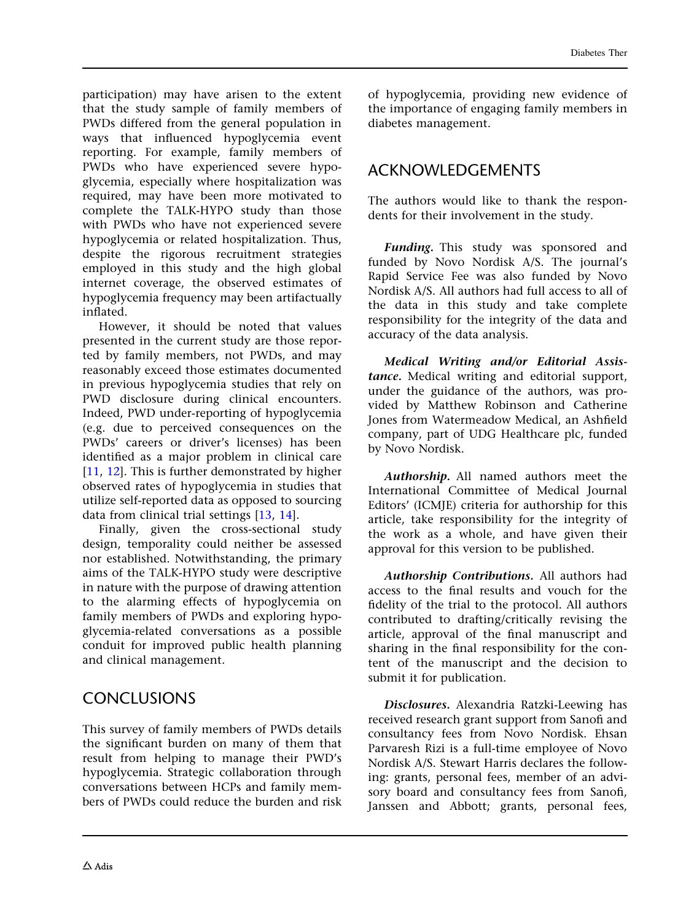participation) may have arisen to the extent that the study sample of family members of PWDs differed from the general population in ways that influenced hypoglycemia event reporting. For example, family members of PWDs who have experienced severe hypoglycemia, especially where hospitalization was required, may have been more motivated to complete the TALK-HYPO study than those with PWDs who have not experienced severe hypoglycemia or related hospitalization. Thus, despite the rigorous recruitment strategies employed in this study and the high global internet coverage, the observed estimates of hypoglycemia frequency may been artifactually inflated.

However, it should be noted that values presented in the current study are those reported by family members, not PWDs, and may reasonably exceed those estimates documented in previous hypoglycemia studies that rely on PWD disclosure during clinical encounters. Indeed, PWD under-reporting of hypoglycemia (e.g. due to perceived consequences on the PWDs' careers or driver's licenses) has been identified as a major problem in clinical care [11, 12]. This is further demonstrated by higher observed rates of hypoglycemia in studies that utilize self-reported data as opposed to sourcing data from clinical trial settings [13, 14].

Finally, given the cross-sectional study design, temporality could neither be assessed nor established. Notwithstanding, the primary aims of the TALK-HYPO study were descriptive in nature with the purpose of drawing attention to the alarming effects of hypoglycemia on family members of PWDs and exploring hypoglycemia-related conversations as a possible conduit for improved public health planning and clinical management.

## CONCLUSIONS

This survey of family members of PWDs details the significant burden on many of them that result from helping to manage their PWD's hypoglycemia. Strategic collaboration through conversations between HCPs and family members of PWDs could reduce the burden and risk of hypoglycemia, providing new evidence of the importance of engaging family members in diabetes management.

## ACKNOWLEDGEMENTS

The authors would like to thank the respondents for their involvement in the study.

***Funding.*** This study was sponsored and funded by Novo Nordisk A/S. The journal's Rapid Service Fee was also funded by Novo Nordisk A/S. All authors had full access to all of the data in this study and take complete responsibility for the integrity of the data and accuracy of the data analysis.

***Medical Writing and/or Editorial Assistance.*** Medical writing and editorial support, under the guidance of the authors, was provided by Matthew Robinson and Catherine Jones from Watermeadow Medical, an Ashfield company, part of UDG Healthcare plc, funded by Novo Nordisk.

***Authorship.*** All named authors meet the International Committee of Medical Journal Editors' (ICMJE) criteria for authorship for this article, take responsibility for the integrity of the work as a whole, and have given their approval for this version to be published.

***Authorship Contributions.*** All authors had access to the final results and vouch for the fidelity of the trial to the protocol. All authors contributed to drafting/critically revising the article, approval of the final manuscript and sharing in the final responsibility for the content of the manuscript and the decision to submit it for publication.

***Disclosures.*** Alexandria Ratzki-Leewing has received research grant support from Sanofi and consultancy fees from Novo Nordisk. Ehsan Parvaresh Rizi is a full-time employee of Novo Nordisk A/S. Stewart Harris declares the following: grants, personal fees, member of an advisory board and consultancy fees from Sanofi, Janssen and Abbott; grants, personal fees,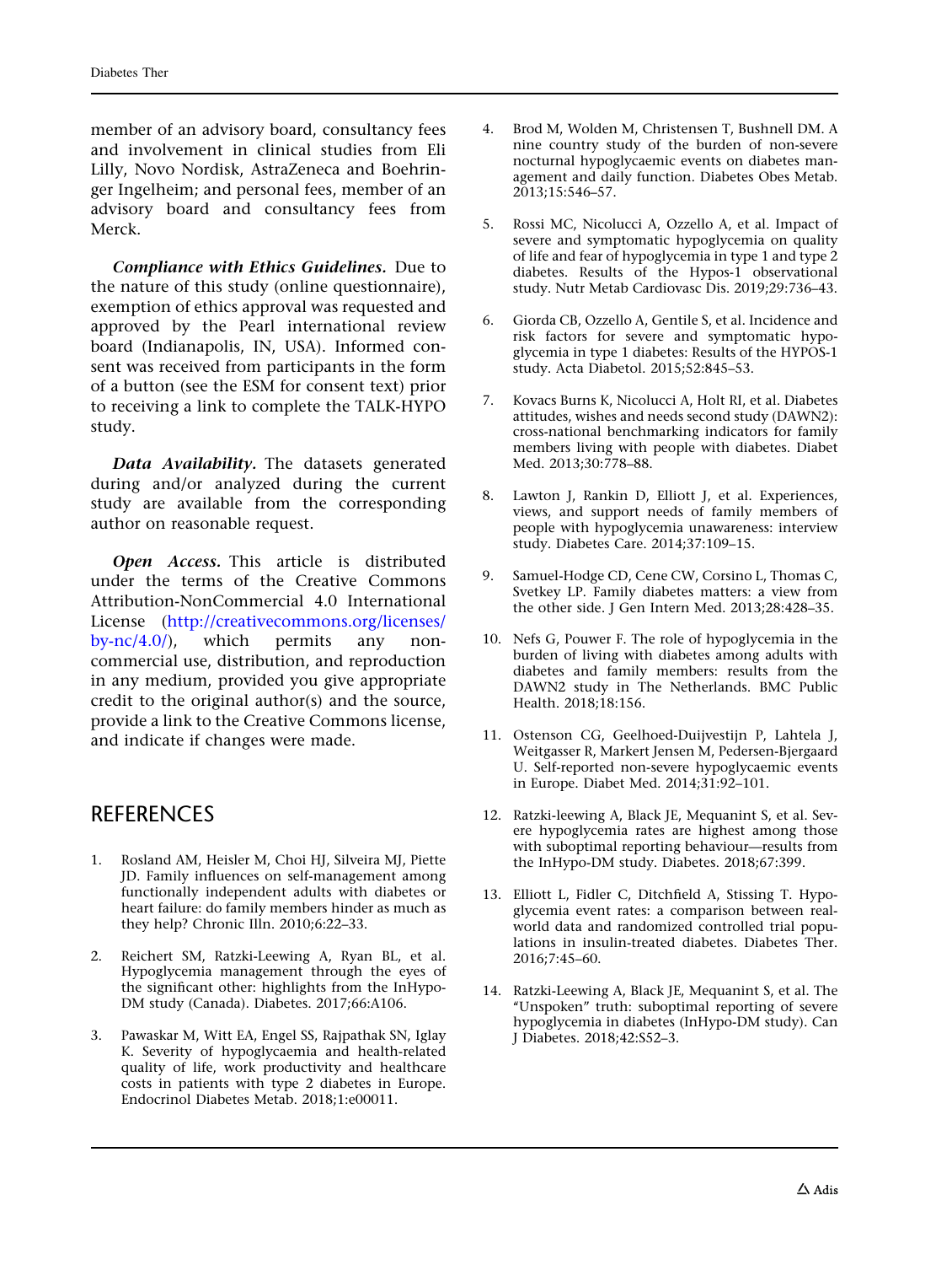member of an advisory board, consultancy fees and involvement in clinical studies from Eli Lilly, Novo Nordisk, AstraZeneca and Boehringer Ingelheim; and personal fees, member of an advisory board and consultancy fees from Merck.

***Compliance with Ethics Guidelines.*** Due to the nature of this study (online questionnaire), exemption of ethics approval was requested and approved by the Pearl international review board (Indianapolis, IN, USA). Informed consent was received from participants in the form of a button (see the ESM for consent text) prior to receiving a link to complete the TALK-HYPO study.

***Data Availability.*** The datasets generated during and/or analyzed during the current study are available from the corresponding author on reasonable request.

***Open Access.*** This article is distributed under the terms of the Creative Commons Attribution-NonCommercial 4.0 International License (http://creativecommons.org/licenses/by-nc/4.0/), which permits any noncommercial use, distribution, and reproduction in any medium, provided you give appropriate credit to the original author(s) and the source, provide a link to the Creative Commons license, and indicate if changes were made.

## REFERENCES

1. Rosland AM, Heisler M, Choi HJ, Silveira MJ, Piette JD. Family influences on self-management among functionally independent adults with diabetes or heart failure: do family members hinder as much as they help? Chronic Illn. 2010;6:22–33.
2. Reichert SM, Ratzki-Leewing A, Ryan BL, et al. Hypoglycemia management through the eyes of the significant other: highlights from the InHypo-DM study (Canada). Diabetes. 2017;66:A106.
3. Pawaskar M, Witt EA, Engel SS, Rajpathak SN, Iglay K. Severity of hypoglycaemia and health-related quality of life, work productivity and healthcare costs in patients with type 2 diabetes in Europe. Endocrinol Diabetes Metab. 2018;1:e00011.
4. Brod M, Wolden M, Christensen T, Bushnell DM. A nine country study of the burden of non-severe nocturnal hypoglycaemic events on diabetes management and daily function. Diabetes Obes Metab. 2013;15:546–57.
5. Rossi MC, Nicolucci A, Ozzello A, et al. Impact of severe and symptomatic hypoglycemia on quality of life and fear of hypoglycemia in type 1 and type 2 diabetes. Results of the Hypos-1 observational study. Nutr Metab Cardiovasc Dis. 2019;29:736–43.
6. Giorda CB, Ozzello A, Gentile S, et al. Incidence and risk factors for severe and symptomatic hypoglycemia in type 1 diabetes: Results of the HYPOS-1 study. Acta Diabetol. 2015;52:845–53.
7. Kovacs Burns K, Nicolucci A, Holt RI, et al. Diabetes attitudes, wishes and needs second study (DAWN2): cross-national benchmarking indicators for family members living with people with diabetes. Diabet Med. 2013;30:778–88.
8. Lawton J, Rankin D, Elliott J, et al. Experiences, views, and support needs of family members of people with hypoglycemia unawareness: interview study. Diabetes Care. 2014;37:109–15.
9. Samuel-Hodge CD, Cene CW, Corsino L, Thomas C, Svetkey LP. Family diabetes matters: a view from the other side. J Gen Intern Med. 2013;28:428–35.
10. Nefs G, Pouwer F. The role of hypoglycemia in the burden of living with diabetes among adults with diabetes and family members: results from the DAWN2 study in The Netherlands. BMC Public Health. 2018;18:156.
11. Ostenson CG, Geelhoed-Duijvestijn P, Lahtela J, Weitgasser R, Markert Jensen M, Pedersen-Bjergaard U. Self-reported non-severe hypoglycaemic events in Europe. Diabet Med. 2014;31:92–101.
12. Ratzki-leewing A, Black JE, Mequanint S, et al. Severe hypoglycemia rates are highest among those with suboptimal reporting behaviour—results from the InHypo-DM study. Diabetes. 2018;67:399.
13. Elliott L, Fidler C, Ditchfield A, Stissing T. Hypoglycemia event rates: a comparison between real-world data and randomized controlled trial populations in insulin-treated diabetes. Diabetes Ther. 2016;7:45–60.
14. Ratzki-Leewing A, Black JE, Mequanint S, et al. The "Unspoken" truth: suboptimal reporting of severe hypoglycemia in diabetes (InHypo-DM study). Can J Diabetes. 2018;42:S52–3.